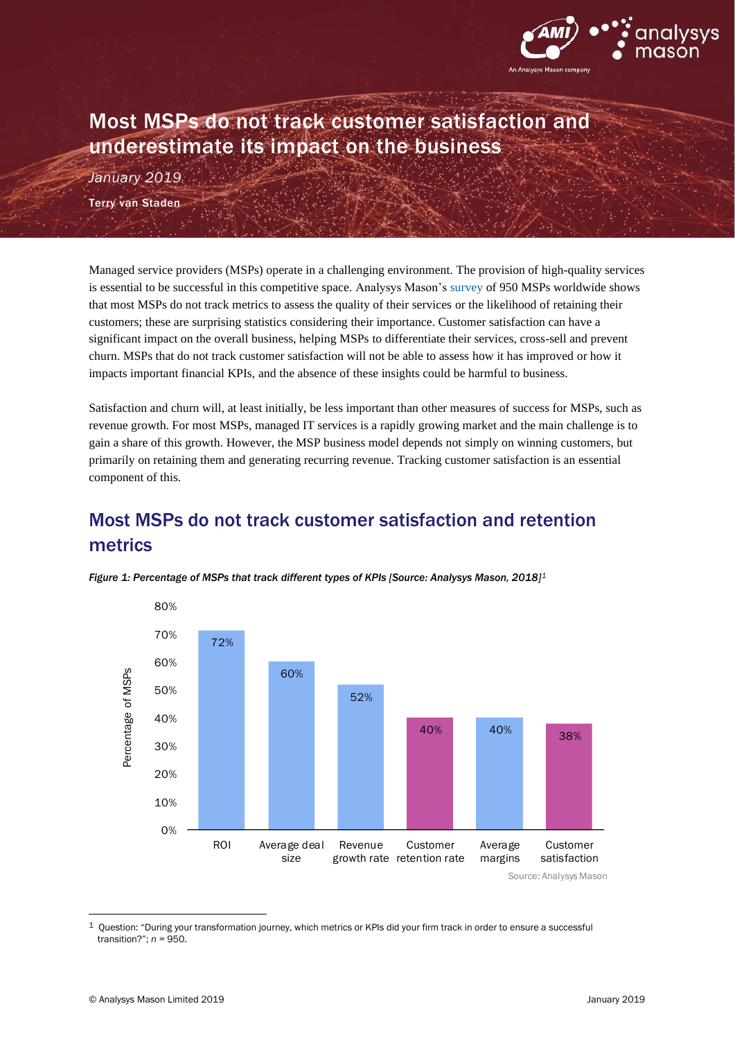# Most MSPs do not track customer satisfaction and underestimate its impact on the business

*January 2019*

**Terry van Staden**

Managed service providers (MSPs) operate in a challenging environment. The provision of high-quality services is essential to be successful in this competitive space. Analysys Mason's survey of 950 MSPs worldwide shows that most MSPs do not track metrics to assess the quality of their services or the likelihood of retaining their customers; these are surprising statistics considering their importance. Customer satisfaction can have a significant impact on the overall business, helping MSPs to differentiate their services, cross-sell and prevent churn. MSPs that do not track customer satisfaction will not be able to assess how it has improved or how it impacts important financial KPIs, and the absence of these insights could be harmful to business.

Satisfaction and churn will, at least initially, be less important than other measures of success for MSPs, such as revenue growth. For most MSPs, managed IT services is a rapidly growing market and the main challenge is to gain a share of this growth. However, the MSP business model depends not simply on winning customers, but primarily on retaining them and generating recurring revenue. Tracking customer satisfaction is an essential component of this.

## Most MSPs do not track customer satisfaction and retention metrics

***Figure 1: Percentage of MSPs that track different types of KPIs [Source: Analysys Mason, 2018][1]***

| KPI | Percentage of MSPs |
|---|---|
| ROI | 72% |
| Average deal size | 60% |
| Revenue growth rate | 52% |
| Customer retention rate | 40% |
| Average margins | 40% |
| Customer satisfaction | 38% |

Source: Analysys Mason

[1] Question: "During your transformation journey, which metrics or KPIs did your firm track in order to ensure a successful transition?"; *n* = 950.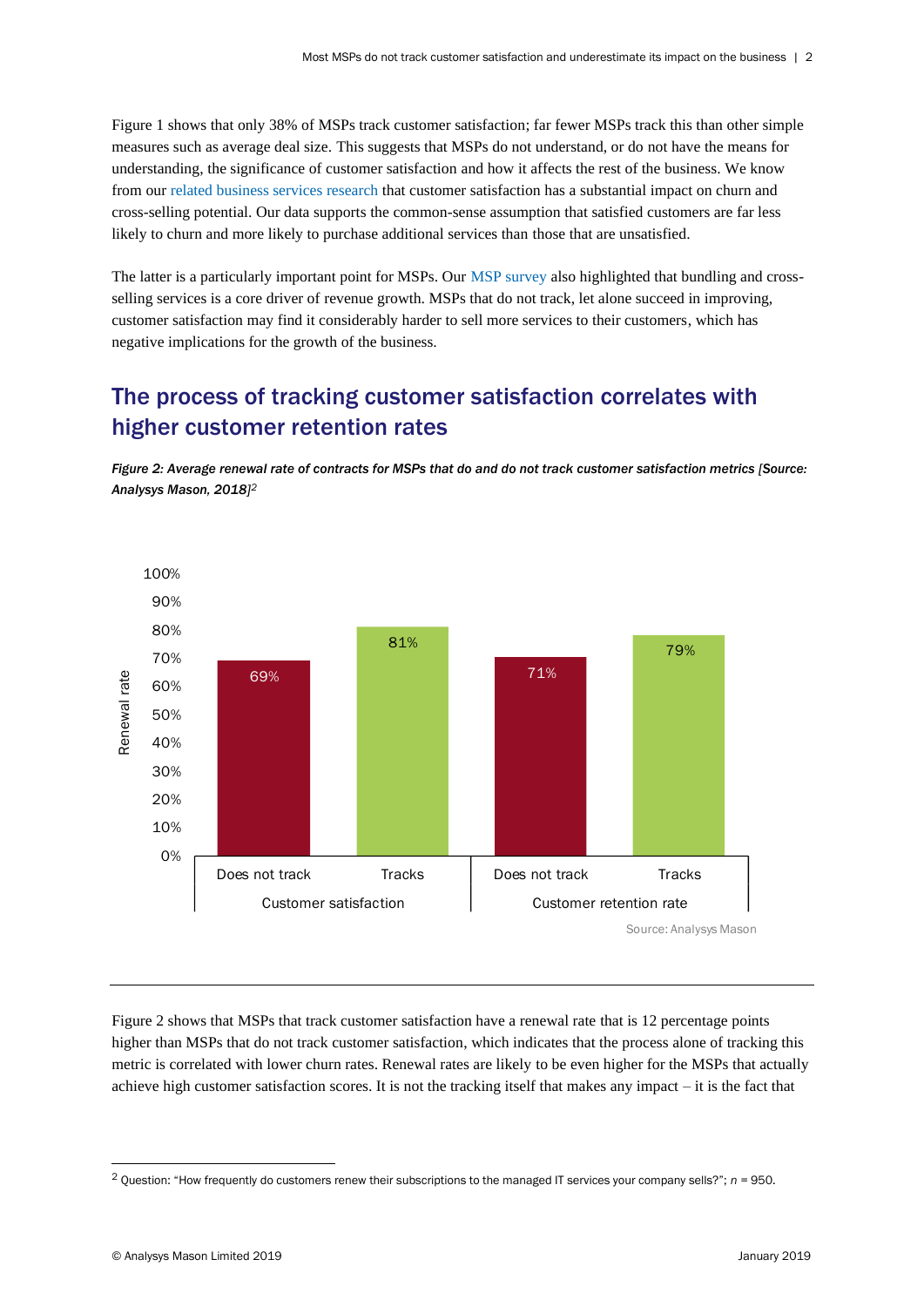Figure 1 shows that only 38% of MSPs track customer satisfaction; far fewer MSPs track this than other simple measures such as average deal size. This suggests that MSPs do not understand, or do not have the means for understanding, the significance of customer satisfaction and how it affects the rest of the business. We know from our related business services research that customer satisfaction has a substantial impact on churn and cross-selling potential. Our data supports the common-sense assumption that satisfied customers are far less likely to churn and more likely to purchase additional services than those that are unsatisfied.

The latter is a particularly important point for MSPs. Our MSP survey also highlighted that bundling and cross-selling services is a core driver of revenue growth. MSPs that do not track, let alone succeed in improving, customer satisfaction may find it considerably harder to sell more services to their customers, which has negative implications for the growth of the business.

## The process of tracking customer satisfaction correlates with higher customer retention rates

***Figure 2: Average renewal rate of contracts for MSPs that do and do not track customer satisfaction metrics [Source: Analysys Mason, 2018][2]***

| Renewal rate | Customer satisfaction | | Customer retention rate | |
|---|---|---|---|---|
| | Does not track | Tracks | Does not track | Tracks |
| | 69% | 81% | 71% | 79% |

Source: Analysys Mason

Figure 2 shows that MSPs that track customer satisfaction have a renewal rate that is 12 percentage points higher than MSPs that do not track customer satisfaction, which indicates that the process alone of tracking this metric is correlated with lower churn rates. Renewal rates are likely to be even higher for the MSPs that actually achieve high customer satisfaction scores. It is not the tracking itself that makes any impact – it is the fact that

[2] Question: "How frequently do customers renew their subscriptions to the managed IT services your company sells?"; *n* = 950.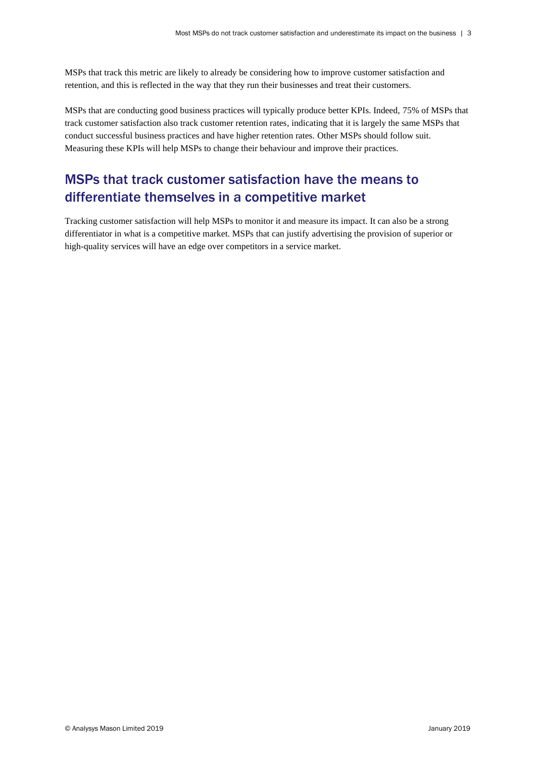MSPs that track this metric are likely to already be considering how to improve customer satisfaction and retention, and this is reflected in the way that they run their businesses and treat their customers.

MSPs that are conducting good business practices will typically produce better KPIs. Indeed, 75% of MSPs that track customer satisfaction also track customer retention rates, indicating that it is largely the same MSPs that conduct successful business practices and have higher retention rates. Other MSPs should follow suit. Measuring these KPIs will help MSPs to change their behaviour and improve their practices.

## MSPs that track customer satisfaction have the means to differentiate themselves in a competitive market

Tracking customer satisfaction will help MSPs to monitor it and measure its impact. It can also be a strong differentiator in what is a competitive market. MSPs that can justify advertising the provision of superior or high-quality services will have an edge over competitors in a service market.